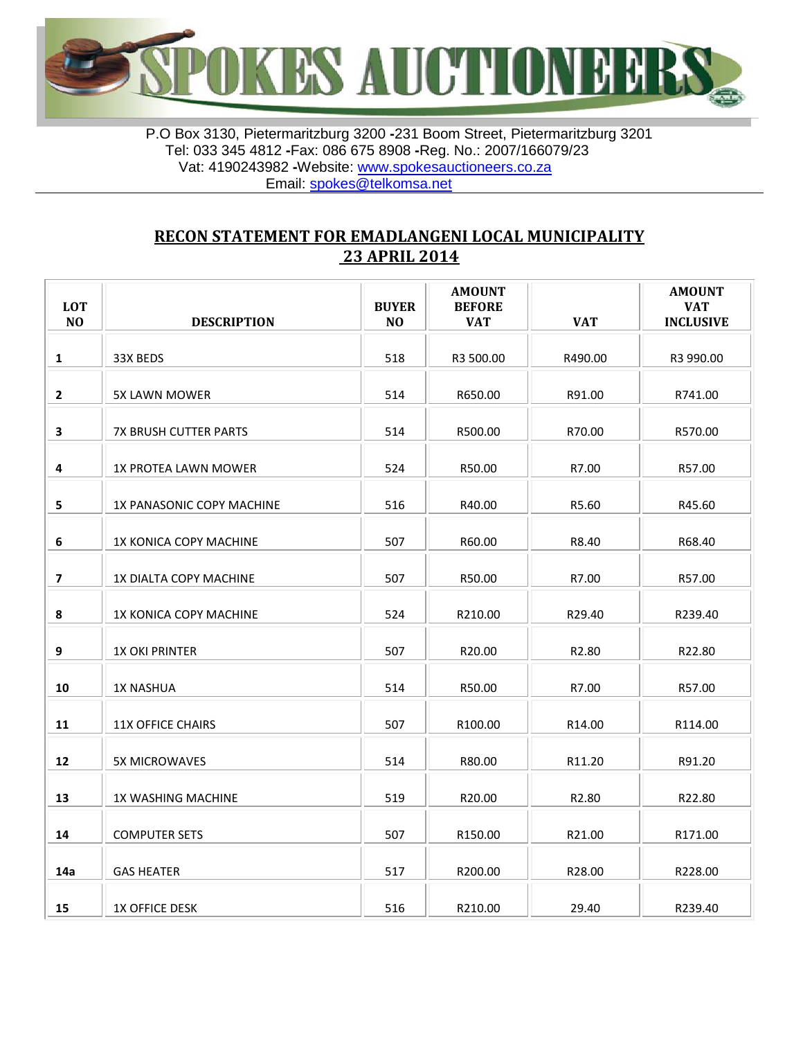# SPOKES AUCTIONEERS

P.O Box 3130, Pietermaritzburg 3200 -231 Boom Street, Pietermaritzburg 3201
Tel: 033 345 4812 -Fax: 086 675 8908 -Reg. No.: 2007/166079/23
Vat: 4190243982 -Website: www.spokesauctioneers.co.za
Email: spokes@telkomsa.net

## RECON STATEMENT FOR EMADLANGENI LOCAL MUNICIPALITY 23 APRIL 2014

| LOT NO | DESCRIPTION | BUYER NO | AMOUNT BEFORE VAT | VAT | AMOUNT VAT INCLUSIVE |
|---|---|---|---|---|---|
| 1 | 33X BEDS | 518 | R3 500.00 | R490.00 | R3 990.00 |
| 2 | 5X LAWN MOWER | 514 | R650.00 | R91.00 | R741.00 |
| 3 | 7X BRUSH CUTTER PARTS | 514 | R500.00 | R70.00 | R570.00 |
| 4 | 1X PROTEA LAWN MOWER | 524 | R50.00 | R7.00 | R57.00 |
| 5 | 1X PANASONIC COPY MACHINE | 516 | R40.00 | R5.60 | R45.60 |
| 6 | 1X KONICA COPY MACHINE | 507 | R60.00 | R8.40 | R68.40 |
| 7 | 1X DIALTA COPY MACHINE | 507 | R50.00 | R7.00 | R57.00 |
| 8 | 1X KONICA COPY MACHINE | 524 | R210.00 | R29.40 | R239.40 |
| 9 | 1X OKI PRINTER | 507 | R20.00 | R2.80 | R22.80 |
| 10 | 1X NASHUA | 514 | R50.00 | R7.00 | R57.00 |
| 11 | 11X OFFICE CHAIRS | 507 | R100.00 | R14.00 | R114.00 |
| 12 | 5X MICROWAVES | 514 | R80.00 | R11.20 | R91.20 |
| 13 | 1X WASHING MACHINE | 519 | R20.00 | R2.80 | R22.80 |
| 14 | COMPUTER SETS | 507 | R150.00 | R21.00 | R171.00 |
| 14a | GAS HEATER | 517 | R200.00 | R28.00 | R228.00 |
| 15 | 1X OFFICE DESK | 516 | R210.00 | 29.40 | R239.40 |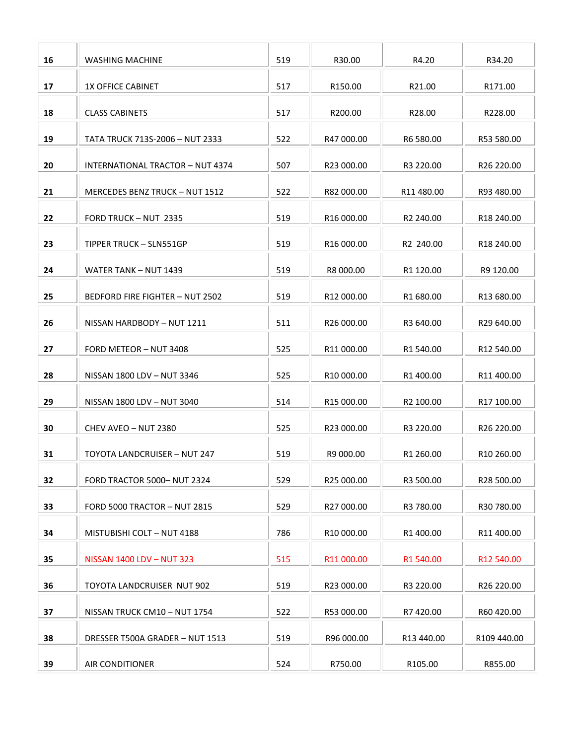| | | | | | |
|---|---|---|---|---|---|
| **16** | WASHING MACHINE | 519 | R30.00 | R4.20 | R34.20 |
| **17** | 1X OFFICE CABINET | 517 | R150.00 | R21.00 | R171.00 |
| **18** | CLASS CABINETS | 517 | R200.00 | R28.00 | R228.00 |
| **19** | TATA TRUCK 713S-2006 – NUT 2333 | 522 | R47 000.00 | R6 580.00 | R53 580.00 |
| **20** | INTERNATIONAL TRACTOR – NUT 4374 | 507 | R23 000.00 | R3 220.00 | R26 220.00 |
| **21** | MERCEDES BENZ TRUCK – NUT 1512 | 522 | R82 000.00 | R11 480.00 | R93 480.00 |
| **22** | FORD TRUCK – NUT 2335 | 519 | R16 000.00 | R2 240.00 | R18 240.00 |
| **23** | TIPPER TRUCK – SLN551GP | 519 | R16 000.00 | R2 240.00 | R18 240.00 |
| **24** | WATER TANK – NUT 1439 | 519 | R8 000.00 | R1 120.00 | R9 120.00 |
| **25** | BEDFORD FIRE FIGHTER – NUT 2502 | 519 | R12 000.00 | R1 680.00 | R13 680.00 |
| **26** | NISSAN HARDBODY – NUT 1211 | 511 | R26 000.00 | R3 640.00 | R29 640.00 |
| **27** | FORD METEOR – NUT 3408 | 525 | R11 000.00 | R1 540.00 | R12 540.00 |
| **28** | NISSAN 1800 LDV – NUT 3346 | 525 | R10 000.00 | R1 400.00 | R11 400.00 |
| **29** | NISSAN 1800 LDV – NUT 3040 | 514 | R15 000.00 | R2 100.00 | R17 100.00 |
| **30** | CHEV AVEO – NUT 2380 | 525 | R23 000.00 | R3 220.00 | R26 220.00 |
| **31** | TOYOTA LANDCRUISER – NUT 247 | 519 | R9 000.00 | R1 260.00 | R10 260.00 |
| **32** | FORD TRACTOR 5000– NUT 2324 | 529 | R25 000.00 | R3 500.00 | R28 500.00 |
| **33** | FORD 5000 TRACTOR – NUT 2815 | 529 | R27 000.00 | R3 780.00 | R30 780.00 |
| **34** | MISTUBISHI COLT – NUT 4188 | 786 | R10 000.00 | R1 400.00 | R11 400.00 |
| **35** | NISSAN 1400 LDV – NUT 323 | 515 | R11 000.00 | R1 540.00 | R12 540.00 |
| **36** | TOYOTA LANDCRUISER NUT 902 | 519 | R23 000.00 | R3 220.00 | R26 220.00 |
| **37** | NISSAN TRUCK CM10 – NUT 1754 | 522 | R53 000.00 | R7 420.00 | R60 420.00 |
| **38** | DRESSER T500A GRADER – NUT 1513 | 519 | R96 000.00 | R13 440.00 | R109 440.00 |
| **39** | AIR CONDITIONER | 524 | R750.00 | R105.00 | R855.00 |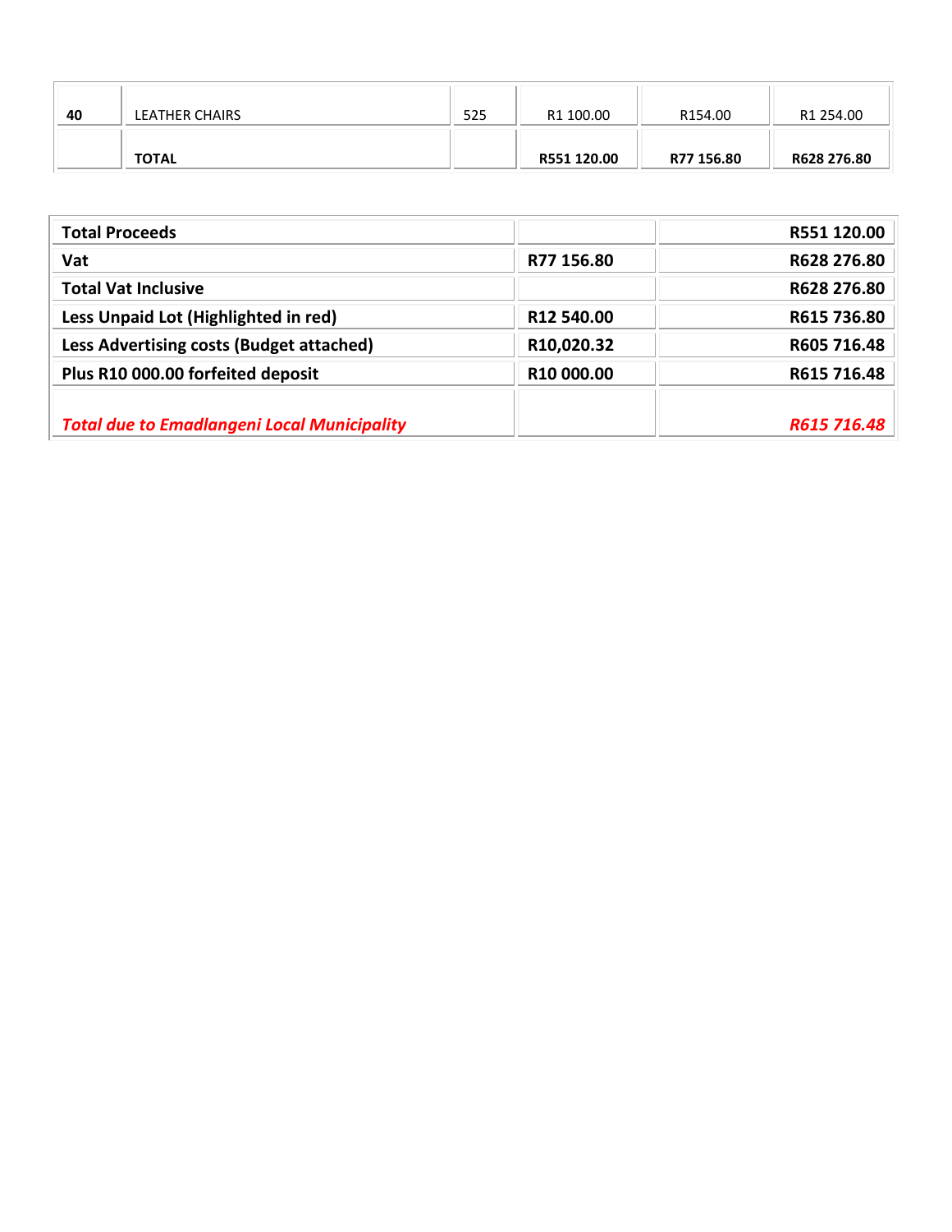| | | | | | |
|---|---|---|---|---|---|
| **40** | LEATHER CHAIRS | 525 | R1 100.00 | R154.00 | R1 254.00 |
| | **TOTAL** | | **R551 120.00** | **R77 156.80** | **R628 276.80** |

| | | |
|---|---|---|
| **Total Proceeds** | | **R551 120.00** |
| **Vat** | **R77 156.80** | **R628 276.80** |
| **Total Vat Inclusive** | | **R628 276.80** |
| **Less Unpaid Lot (Highlighted in red)** | **R12 540.00** | **R615 736.80** |
| **Less Advertising costs (Budget attached)** | **R10,020.32** | **R605 716.48** |
| **Plus R10 000.00 forfeited deposit** | **R10 000.00** | **R615 716.48** |
| ***Total due to Emadlangeni Local Municipality*** | | ***R615 716.48*** |